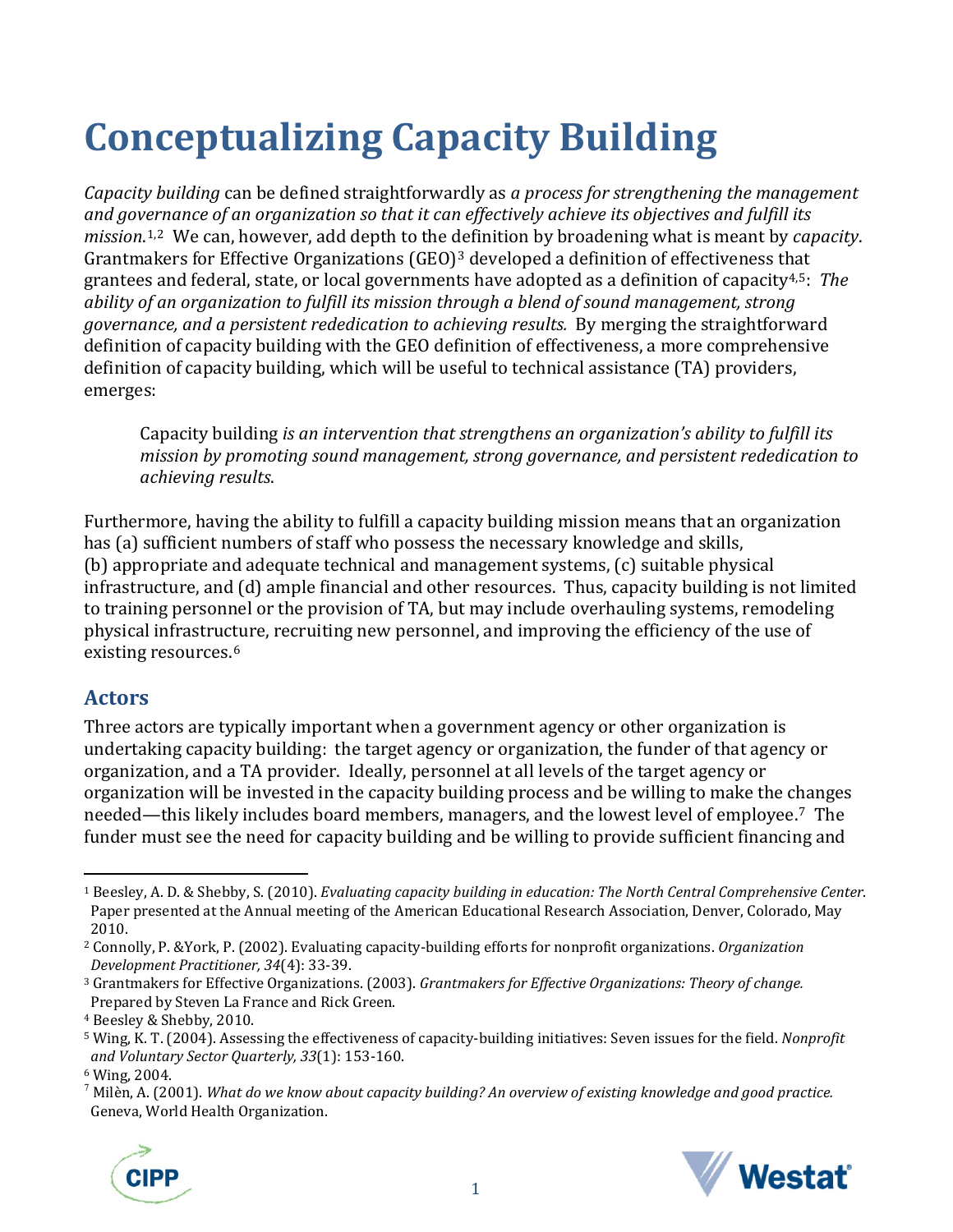# Conceptualizing Capacity Building

*Capacity building* can be defined straightforwardly as *a process for strengthening the management and governance of an organization so that it can effectively achieve its objectives and fulfill its mission*.[1,2] We can, however, add depth to the definition by broadening what is meant by *capacity*. Grantmakers for Effective Organizations (GEO)[3] developed a definition of effectiveness that grantees and federal, state, or local governments have adopted as a definition of capacity[4,5]: *The ability of an organization to fulfill its mission through a blend of sound management, strong governance, and a persistent rededication to achieving results.* By merging the straightforward definition of capacity building with the GEO definition of effectiveness, a more comprehensive definition of capacity building, which will be useful to technical assistance (TA) providers, emerges:

> Capacity building *is an intervention that strengthens an organization's ability to fulfill its mission by promoting sound management, strong governance, and persistent rededication to achieving results*.

Furthermore, having the ability to fulfill a capacity building mission means that an organization has (a) sufficient numbers of staff who possess the necessary knowledge and skills, (b) appropriate and adequate technical and management systems, (c) suitable physical infrastructure, and (d) ample financial and other resources. Thus, capacity building is not limited to training personnel or the provision of TA, but may include overhauling systems, remodeling physical infrastructure, recruiting new personnel, and improving the efficiency of the use of existing resources.[6]

## Actors

Three actors are typically important when a government agency or other organization is undertaking capacity building: the target agency or organization, the funder of that agency or organization, and a TA provider. Ideally, personnel at all levels of the target agency or organization will be invested in the capacity building process and be willing to make the changes needed—this likely includes board members, managers, and the lowest level of employee.[7] The funder must see the need for capacity building and be willing to provide sufficient financing and

---

[1] Beesley, A. D. & Shebby, S. (2010). *Evaluating capacity building in education: The North Central Comprehensive Center.* Paper presented at the Annual meeting of the American Educational Research Association, Denver, Colorado, May 2010.

[2] Connolly, P. &York, P. (2002). Evaluating capacity-building efforts for nonprofit organizations. *Organization Development Practitioner, 34*(4): 33-39.

[3] Grantmakers for Effective Organizations. (2003). *Grantmakers for Effective Organizations: Theory of change.* Prepared by Steven La France and Rick Green.

[4] Beesley & Shebby, 2010.

[5] Wing, K. T. (2004). Assessing the effectiveness of capacity-building initiatives: Seven issues for the field. *Nonprofit and Voluntary Sector Quarterly, 33*(1): 153-160.

[6] Wing, 2004.

[7] Milèn, A. (2001). *What do we know about capacity building? An overview of existing knowledge and good practice.* Geneva, World Health Organization.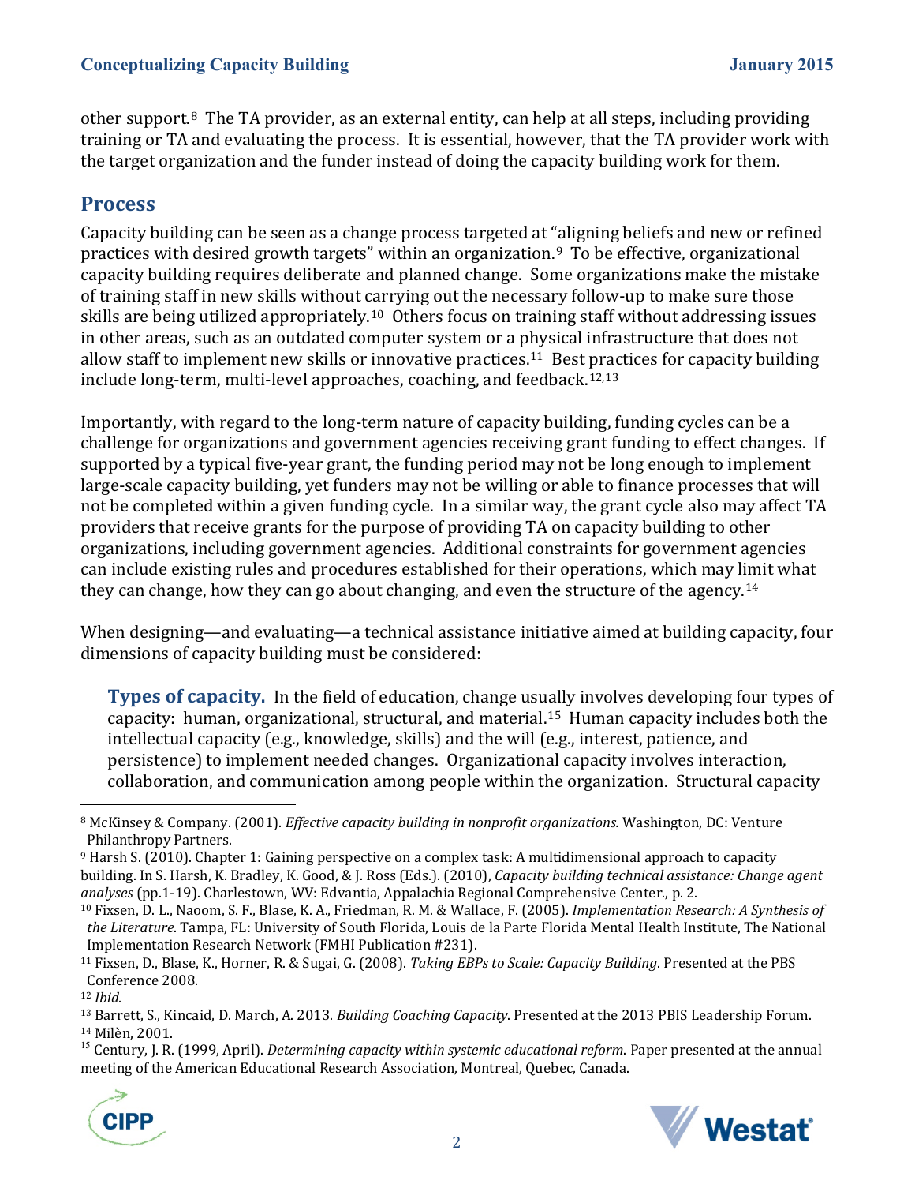other support.[8] The TA provider, as an external entity, can help at all steps, including providing training or TA and evaluating the process. It is essential, however, that the TA provider work with the target organization and the funder instead of doing the capacity building work for them.

## Process

Capacity building can be seen as a change process targeted at "aligning beliefs and new or refined practices with desired growth targets" within an organization.[9] To be effective, organizational capacity building requires deliberate and planned change. Some organizations make the mistake of training staff in new skills without carrying out the necessary follow-up to make sure those skills are being utilized appropriately.[10] Others focus on training staff without addressing issues in other areas, such as an outdated computer system or a physical infrastructure that does not allow staff to implement new skills or innovative practices.[11] Best practices for capacity building include long-term, multi-level approaches, coaching, and feedback.[12,13]

Importantly, with regard to the long-term nature of capacity building, funding cycles can be a challenge for organizations and government agencies receiving grant funding to effect changes. If supported by a typical five-year grant, the funding period may not be long enough to implement large-scale capacity building, yet funders may not be willing or able to finance processes that will not be completed within a given funding cycle. In a similar way, the grant cycle also may affect TA providers that receive grants for the purpose of providing TA on capacity building to other organizations, including government agencies. Additional constraints for government agencies can include existing rules and procedures established for their operations, which may limit what they can change, how they can go about changing, and even the structure of the agency.[14]

When designing—and evaluating—a technical assistance initiative aimed at building capacity, four dimensions of capacity building must be considered:

**Types of capacity.** In the field of education, change usually involves developing four types of capacity: human, organizational, structural, and material.[15] Human capacity includes both the intellectual capacity (e.g., knowledge, skills) and the will (e.g., interest, patience, and persistence) to implement needed changes. Organizational capacity involves interaction, collaboration, and communication among people within the organization. Structural capacity

---

[8] McKinsey & Company. (2001). *Effective capacity building in nonprofit organizations.* Washington, DC: Venture Philanthropy Partners.

[9] Harsh S. (2010). Chapter 1: Gaining perspective on a complex task: A multidimensional approach to capacity building. In S. Harsh, K. Bradley, K. Good, & J. Ross (Eds.). (2010), *Capacity building technical assistance: Change agent analyses* (pp.1-19). Charlestown, WV: Edvantia, Appalachia Regional Comprehensive Center., p. 2.

[10] Fixsen, D. L., Naoom, S. F., Blase, K. A., Friedman, R. M. & Wallace, F. (2005). *Implementation Research: A Synthesis of the Literature*. Tampa, FL: University of South Florida, Louis de la Parte Florida Mental Health Institute, The National Implementation Research Network (FMHI Publication #231).

[11] Fixsen, D., Blase, K., Horner, R. & Sugai, G. (2008). *Taking EBPs to Scale: Capacity Building*. Presented at the PBS Conference 2008.

[12] *Ibid.*

[13] Barrett, S., Kincaid, D. March, A. 2013. *Building Coaching Capacity*. Presented at the 2013 PBIS Leadership Forum.

[14] Milèn, 2001.

[15] Century, J. R. (1999, April). *Determining capacity within systemic educational reform*. Paper presented at the annual meeting of the American Educational Research Association, Montreal, Quebec, Canada.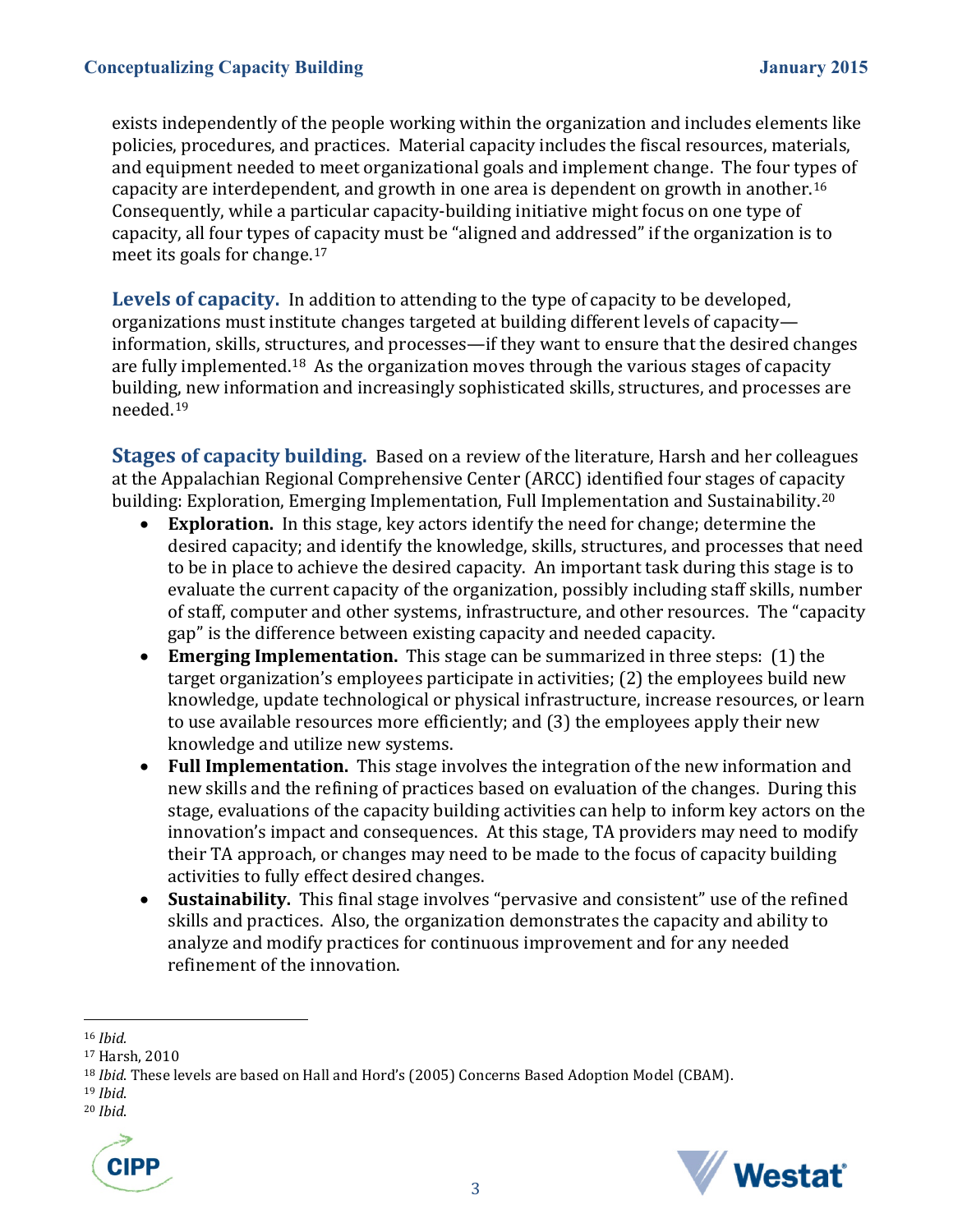exists independently of the people working within the organization and includes elements like policies, procedures, and practices. Material capacity includes the fiscal resources, materials, and equipment needed to meet organizational goals and implement change. The four types of capacity are interdependent, and growth in one area is dependent on growth in another.[16] Consequently, while a particular capacity-building initiative might focus on one type of capacity, all four types of capacity must be "aligned and addressed" if the organization is to meet its goals for change.[17]

**Levels of capacity.** In addition to attending to the type of capacity to be developed, organizations must institute changes targeted at building different levels of capacity—information, skills, structures, and processes—if they want to ensure that the desired changes are fully implemented.[18] As the organization moves through the various stages of capacity building, new information and increasingly sophisticated skills, structures, and processes are needed.[19]

**Stages of capacity building.** Based on a review of the literature, Harsh and her colleagues at the Appalachian Regional Comprehensive Center (ARCC) identified four stages of capacity building: Exploration, Emerging Implementation, Full Implementation and Sustainability.[20]

- **Exploration.** In this stage, key actors identify the need for change; determine the desired capacity; and identify the knowledge, skills, structures, and processes that need to be in place to achieve the desired capacity. An important task during this stage is to evaluate the current capacity of the organization, possibly including staff skills, number of staff, computer and other systems, infrastructure, and other resources. The "capacity gap" is the difference between existing capacity and needed capacity.
- **Emerging Implementation.** This stage can be summarized in three steps: (1) the target organization's employees participate in activities; (2) the employees build new knowledge, update technological or physical infrastructure, increase resources, or learn to use available resources more efficiently; and (3) the employees apply their new knowledge and utilize new systems.
- **Full Implementation.** This stage involves the integration of the new information and new skills and the refining of practices based on evaluation of the changes. During this stage, evaluations of the capacity building activities can help to inform key actors on the innovation's impact and consequences. At this stage, TA providers may need to modify their TA approach, or changes may need to be made to the focus of capacity building activities to fully effect desired changes.
- **Sustainability.** This final stage involves "pervasive and consistent" use of the refined skills and practices. Also, the organization demonstrates the capacity and ability to analyze and modify practices for continuous improvement and for any needed refinement of the innovation.

---

[16] *Ibid.*

[17] Harsh, 2010

[18] *Ibid.* These levels are based on Hall and Hord's (2005) Concerns Based Adoption Model (CBAM).

[19] *Ibid.*

[20] *Ibid.*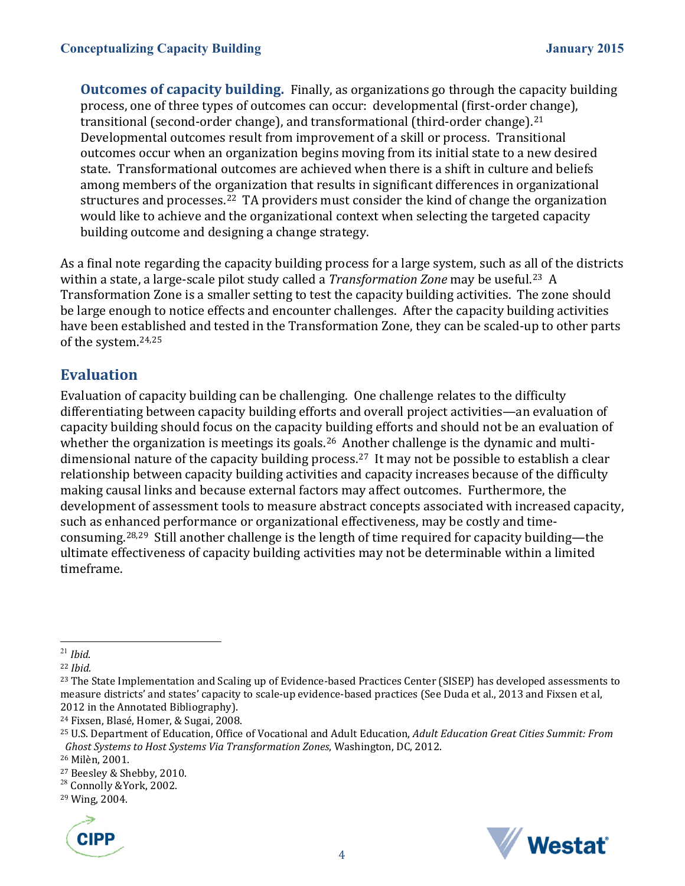**Outcomes of capacity building.** Finally, as organizations go through the capacity building process, one of three types of outcomes can occur: developmental (first-order change), transitional (second-order change), and transformational (third-order change).[21] Developmental outcomes result from improvement of a skill or process. Transitional outcomes occur when an organization begins moving from its initial state to a new desired state. Transformational outcomes are achieved when there is a shift in culture and beliefs among members of the organization that results in significant differences in organizational structures and processes.[22] TA providers must consider the kind of change the organization would like to achieve and the organizational context when selecting the targeted capacity building outcome and designing a change strategy.

As a final note regarding the capacity building process for a large system, such as all of the districts within a state, a large-scale pilot study called a *Transformation Zone* may be useful.[23] A Transformation Zone is a smaller setting to test the capacity building activities. The zone should be large enough to notice effects and encounter challenges. After the capacity building activities have been established and tested in the Transformation Zone, they can be scaled-up to other parts of the system.[24,25]

## Evaluation

Evaluation of capacity building can be challenging. One challenge relates to the difficulty differentiating between capacity building efforts and overall project activities—an evaluation of capacity building should focus on the capacity building efforts and should not be an evaluation of whether the organization is meetings its goals.[26] Another challenge is the dynamic and multi-dimensional nature of the capacity building process.[27] It may not be possible to establish a clear relationship between capacity building activities and capacity increases because of the difficulty making causal links and because external factors may affect outcomes. Furthermore, the development of assessment tools to measure abstract concepts associated with increased capacity, such as enhanced performance or organizational effectiveness, may be costly and time-consuming.[28,29] Still another challenge is the length of time required for capacity building—the ultimate effectiveness of capacity building activities may not be determinable within a limited timeframe.

---

[21] *Ibid.*

[22] *Ibid.*

[23] The State Implementation and Scaling up of Evidence-based Practices Center (SISEP) has developed assessments to measure districts' and states' capacity to scale-up evidence-based practices (See Duda et al., 2013 and Fixsen et al, 2012 in the Annotated Bibliography).

[24] Fixsen, Blasé, Homer, & Sugai, 2008.

[25] U.S. Department of Education, Office of Vocational and Adult Education, *Adult Education Great Cities Summit: From Ghost Systems to Host Systems Via Transformation Zones*, Washington, DC, 2012.

[26] Milèn, 2001.

[27] Beesley & Shebby, 2010.

[28] Connolly &York, 2002.

[29] Wing, 2004.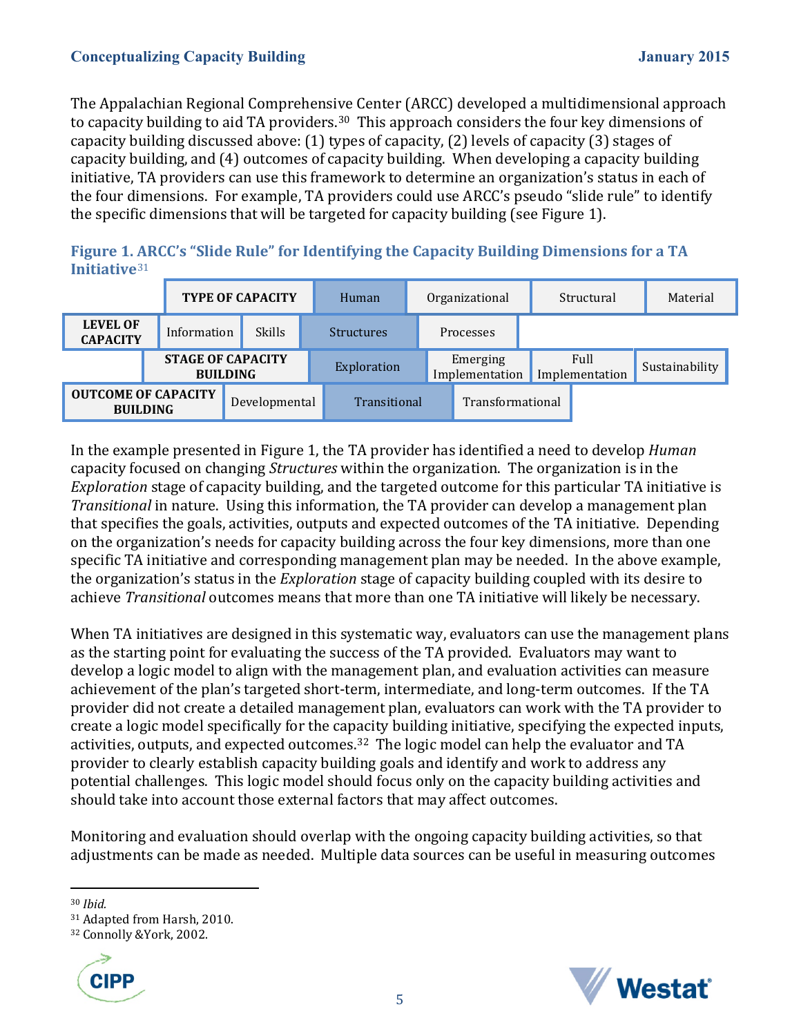The Appalachian Regional Comprehensive Center (ARCC) developed a multidimensional approach to capacity building to aid TA providers.[30] This approach considers the four key dimensions of capacity building discussed above: (1) types of capacity, (2) levels of capacity (3) stages of capacity building, and (4) outcomes of capacity building. When developing a capacity building initiative, TA providers can use this framework to determine an organization's status in each of the four dimensions. For example, TA providers could use ARCC's pseudo "slide rule" to identify the specific dimensions that will be targeted for capacity building (see Figure 1).

**Figure 1. ARCC's "Slide Rule" for Identifying the Capacity Building Dimensions for a TA Initiative**[31]

| TYPE OF CAPACITY | Human | Organizational | Structural | Material |
|---|---|---|---|---|

| LEVEL OF CAPACITY | Information | Skills | Structures | Processes |
|---|---|---|---|---|

| STAGE OF CAPACITY BUILDING | Exploration | Emerging Implementation | Full Implementation | Sustainability |
|---|---|---|---|---|

| OUTCOME OF CAPACITY BUILDING | Developmental | Transitional | Transformational |
|---|---|---|---|

In the example presented in Figure 1, the TA provider has identified a need to develop *Human* capacity focused on changing *Structures* within the organization. The organization is in the *Exploration* stage of capacity building, and the targeted outcome for this particular TA initiative is *Transitional* in nature. Using this information, the TA provider can develop a management plan that specifies the goals, activities, outputs and expected outcomes of the TA initiative. Depending on the organization's needs for capacity building across the four key dimensions, more than one specific TA initiative and corresponding management plan may be needed. In the above example, the organization's status in the *Exploration* stage of capacity building coupled with its desire to achieve *Transitional* outcomes means that more than one TA initiative will likely be necessary.

When TA initiatives are designed in this systematic way, evaluators can use the management plans as the starting point for evaluating the success of the TA provided. Evaluators may want to develop a logic model to align with the management plan, and evaluation activities can measure achievement of the plan's targeted short-term, intermediate, and long-term outcomes. If the TA provider did not create a detailed management plan, evaluators can work with the TA provider to create a logic model specifically for the capacity building initiative, specifying the expected inputs, activities, outputs, and expected outcomes.[32] The logic model can help the evaluator and TA provider to clearly establish capacity building goals and identify and work to address any potential challenges. This logic model should focus only on the capacity building activities and should take into account those external factors that may affect outcomes.

Monitoring and evaluation should overlap with the ongoing capacity building activities, so that adjustments can be made as needed. Multiple data sources can be useful in measuring outcomes

---

[30] *Ibid.*

[31] Adapted from Harsh, 2010.

[32] Connolly &York, 2002.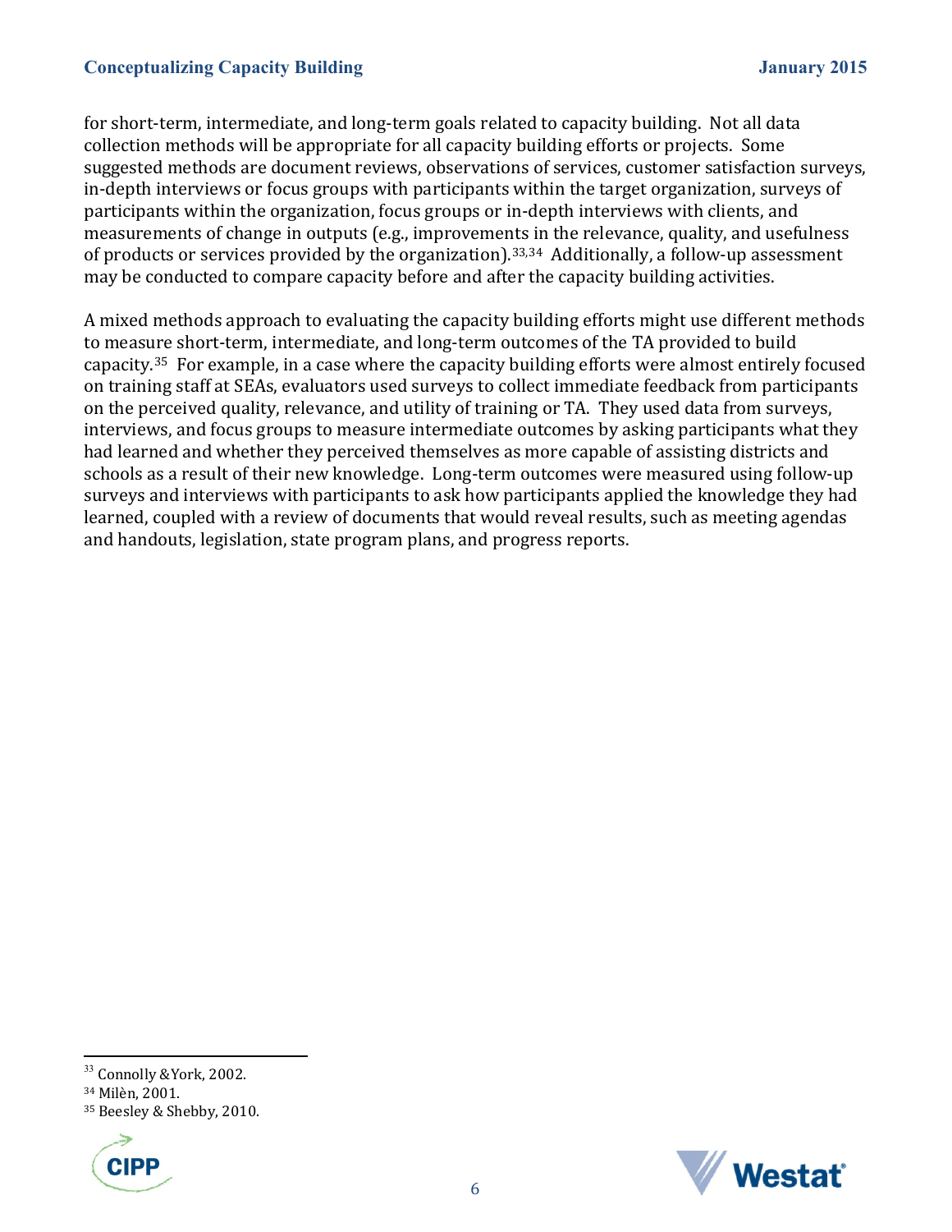for short-term, intermediate, and long-term goals related to capacity building. Not all data collection methods will be appropriate for all capacity building efforts or projects. Some suggested methods are document reviews, observations of services, customer satisfaction surveys, in-depth interviews or focus groups with participants within the target organization, surveys of participants within the organization, focus groups or in-depth interviews with clients, and measurements of change in outputs (e.g., improvements in the relevance, quality, and usefulness of products or services provided by the organization).[33,34] Additionally, a follow-up assessment may be conducted to compare capacity before and after the capacity building activities.

A mixed methods approach to evaluating the capacity building efforts might use different methods to measure short-term, intermediate, and long-term outcomes of the TA provided to build capacity.[35] For example, in a case where the capacity building efforts were almost entirely focused on training staff at SEAs, evaluators used surveys to collect immediate feedback from participants on the perceived quality, relevance, and utility of training or TA. They used data from surveys, interviews, and focus groups to measure intermediate outcomes by asking participants what they had learned and whether they perceived themselves as more capable of assisting districts and schools as a result of their new knowledge. Long-term outcomes were measured using follow-up surveys and interviews with participants to ask how participants applied the knowledge they had learned, coupled with a review of documents that would reveal results, such as meeting agendas and handouts, legislation, state program plans, and progress reports.

---

[33] Connolly &York, 2002.

[34] Milèn, 2001.

[35] Beesley & Shebby, 2010.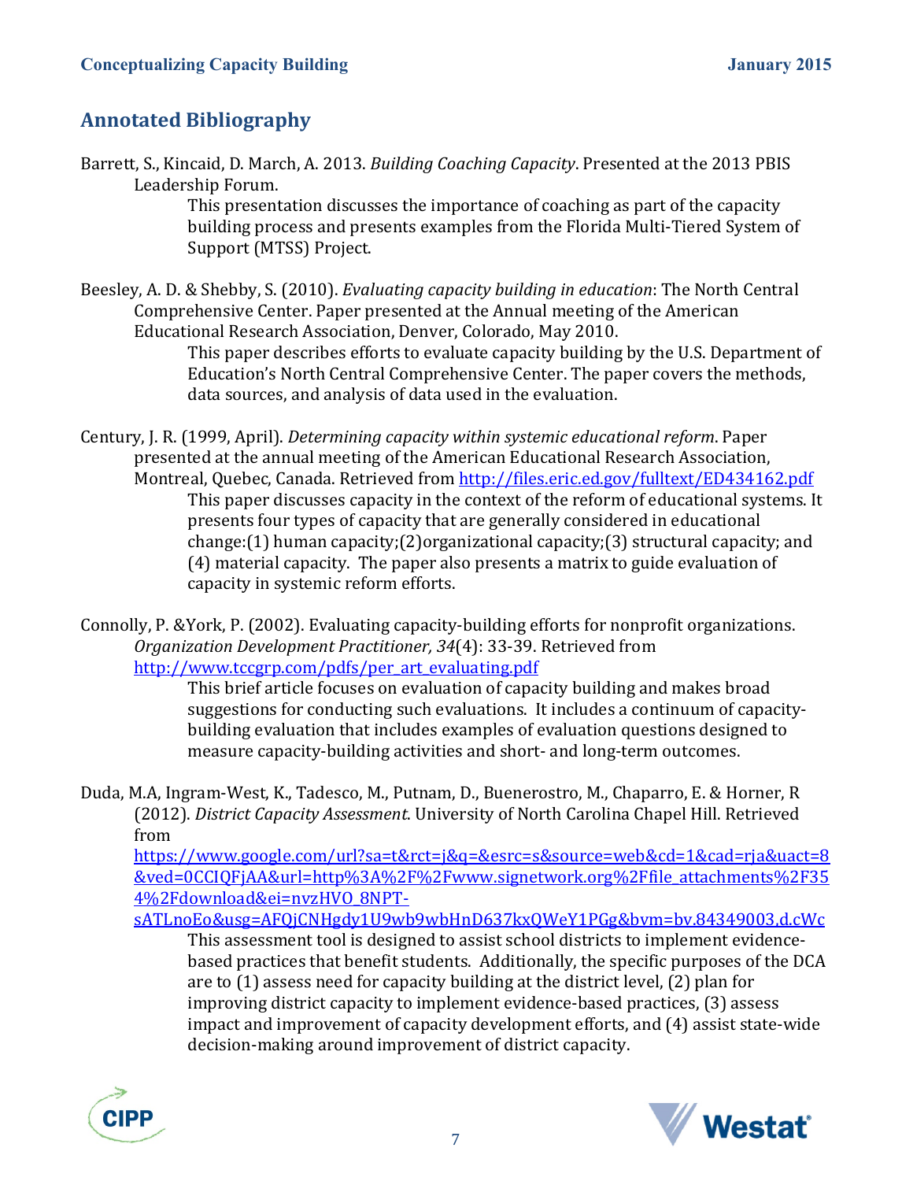## Annotated Bibliography

Barrett, S., Kincaid, D. March, A. 2013. *Building Coaching Capacity*. Presented at the 2013 PBIS Leadership Forum.

> This presentation discusses the importance of coaching as part of the capacity building process and presents examples from the Florida Multi-Tiered System of Support (MTSS) Project.

Beesley, A. D. & Shebby, S. (2010). *Evaluating capacity building in education*: The North Central Comprehensive Center. Paper presented at the Annual meeting of the American Educational Research Association, Denver, Colorado, May 2010.

> This paper describes efforts to evaluate capacity building by the U.S. Department of Education's North Central Comprehensive Center. The paper covers the methods, data sources, and analysis of data used in the evaluation.

Century, J. R. (1999, April). *Determining capacity within systemic educational reform*. Paper presented at the annual meeting of the American Educational Research Association, Montreal, Quebec, Canada. Retrieved from http://files.eric.ed.gov/fulltext/ED434162.pdf

> This paper discusses capacity in the context of the reform of educational systems. It presents four types of capacity that are generally considered in educational change:(1) human capacity;(2)organizational capacity;(3) structural capacity; and (4) material capacity. The paper also presents a matrix to guide evaluation of capacity in systemic reform efforts.

Connolly, P. &York, P. (2002). Evaluating capacity-building efforts for nonprofit organizations. *Organization Development Practitioner, 34*(4): 33-39. Retrieved from http://www.tccgrp.com/pdfs/per_art_evaluating.pdf

> This brief article focuses on evaluation of capacity building and makes broad suggestions for conducting such evaluations. It includes a continuum of capacity-building evaluation that includes examples of evaluation questions designed to measure capacity-building activities and short- and long-term outcomes.

Duda, M.A, Ingram-West, K., Tadesco, M., Putnam, D., Buenerostro, M., Chaparro, E. & Horner, R (2012). *District Capacity Assessment*. University of North Carolina Chapel Hill. Retrieved from https://www.google.com/url?sa=t&rct=j&q=&esrc=s&source=web&cd=1&cad=rja&uact=8&ved=0CCIQFjAA&url=http%3A%2F%2Fwww.signetwork.org%2Ffile_attachments%2F354%2Fdownload&ei=nvzHVO_8NPT-sATLnoEo&usg=AFQjCNHgdy1U9wb9wbHnD637kxQWeY1PGg&bvm=bv.84349003,d.cWc

> This assessment tool is designed to assist school districts to implement evidence-based practices that benefit students. Additionally, the specific purposes of the DCA are to (1) assess need for capacity building at the district level, (2) plan for improving district capacity to implement evidence-based practices, (3) assess impact and improvement of capacity development efforts, and (4) assist state-wide decision-making around improvement of district capacity.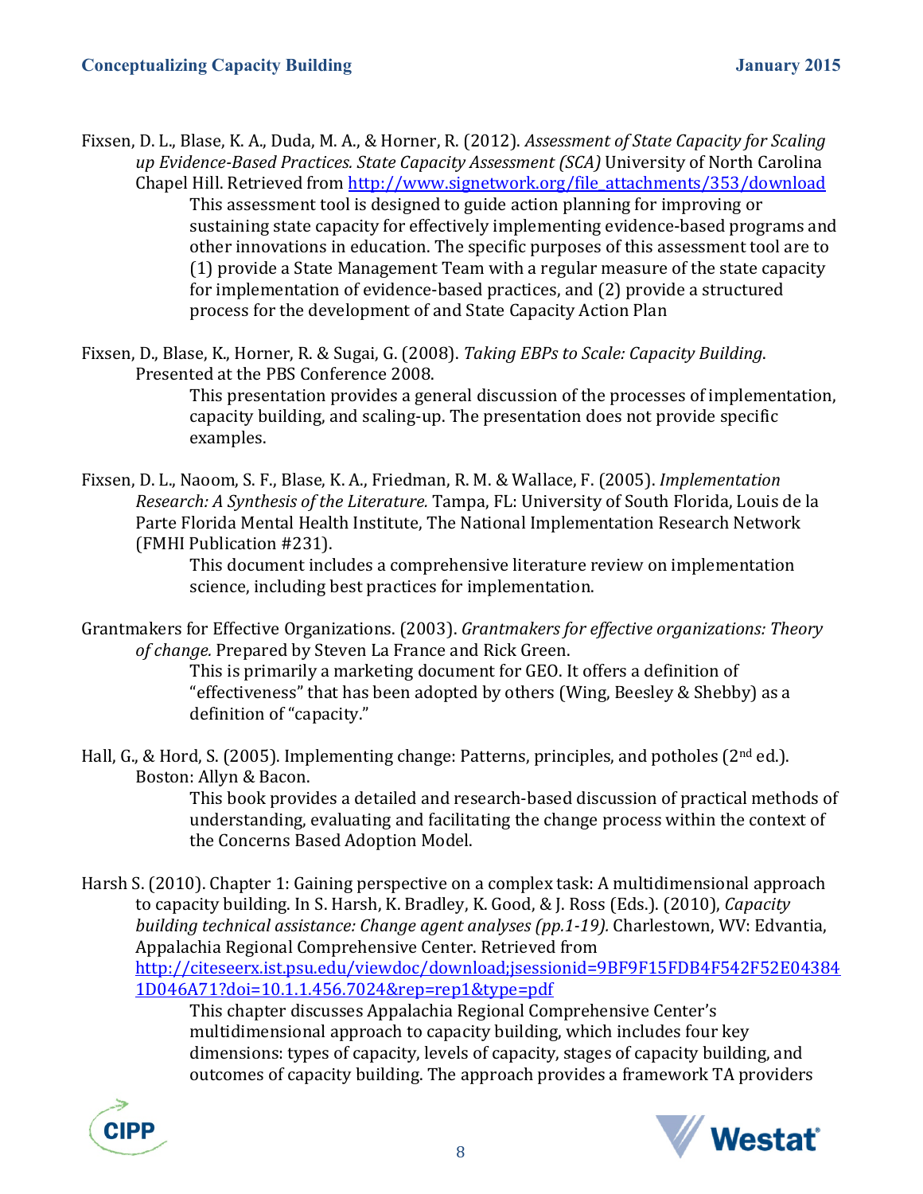Fixsen, D. L., Blase, K. A., Duda, M. A., & Horner, R. (2012). *Assessment of State Capacity for Scaling up Evidence-Based Practices. State Capacity Assessment (SCA)* University of North Carolina Chapel Hill. Retrieved from http://www.signetwork.org/file_attachments/353/download

> This assessment tool is designed to guide action planning for improving or sustaining state capacity for effectively implementing evidence-based programs and other innovations in education. The specific purposes of this assessment tool are to (1) provide a State Management Team with a regular measure of the state capacity for implementation of evidence-based practices, and (2) provide a structured process for the development of and State Capacity Action Plan

Fixsen, D., Blase, K., Horner, R. & Sugai, G. (2008). *Taking EBPs to Scale: Capacity Building*. Presented at the PBS Conference 2008.

> This presentation provides a general discussion of the processes of implementation, capacity building, and scaling-up. The presentation does not provide specific examples.

Fixsen, D. L., Naoom, S. F., Blase, K. A., Friedman, R. M. & Wallace, F. (2005). *Implementation Research: A Synthesis of the Literature.* Tampa, FL: University of South Florida, Louis de la Parte Florida Mental Health Institute, The National Implementation Research Network (FMHI Publication #231).

> This document includes a comprehensive literature review on implementation science, including best practices for implementation.

Grantmakers for Effective Organizations. (2003). *Grantmakers for effective organizations: Theory of change.* Prepared by Steven La France and Rick Green.

> This is primarily a marketing document for GEO. It offers a definition of "effectiveness" that has been adopted by others (Wing, Beesley & Shebby) as a definition of "capacity."

Hall, G., & Hord, S. (2005). Implementing change: Patterns, principles, and potholes (2nd ed.). Boston: Allyn & Bacon.

> This book provides a detailed and research-based discussion of practical methods of understanding, evaluating and facilitating the change process within the context of the Concerns Based Adoption Model.

Harsh S. (2010). Chapter 1: Gaining perspective on a complex task: A multidimensional approach to capacity building. In S. Harsh, K. Bradley, K. Good, & J. Ross (Eds.). (2010), *Capacity building technical assistance: Change agent analyses (pp.1-19).* Charlestown, WV: Edvantia, Appalachia Regional Comprehensive Center. Retrieved from http://citeseerx.ist.psu.edu/viewdoc/download;jsessionid=9BF9F15FDB4F542F52E043841D046A71?doi=10.1.1.456.7024&rep=rep1&type=pdf

> This chapter discusses Appalachia Regional Comprehensive Center's multidimensional approach to capacity building, which includes four key dimensions: types of capacity, levels of capacity, stages of capacity building, and outcomes of capacity building. The approach provides a framework TA providers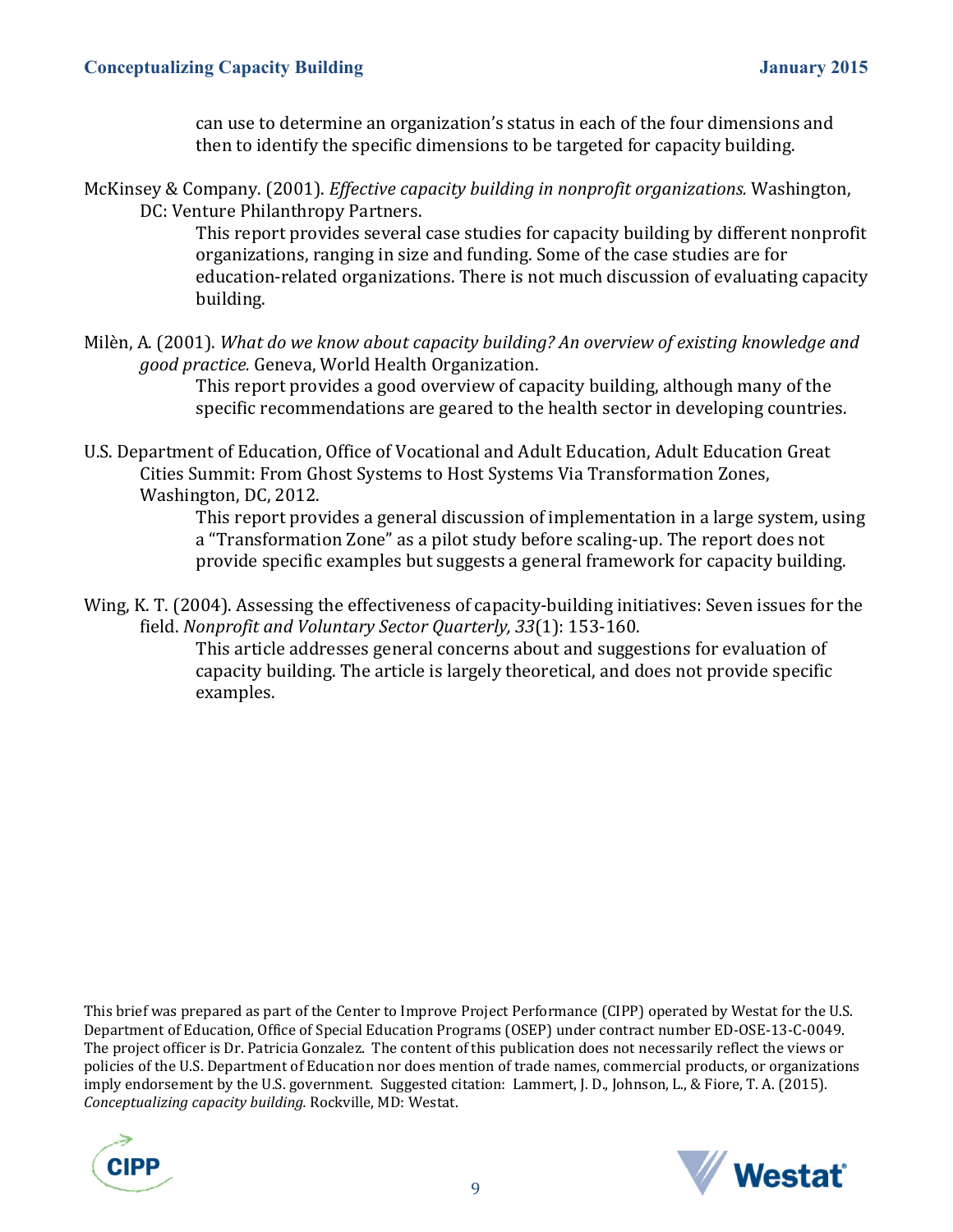can use to determine an organization's status in each of the four dimensions and then to identify the specific dimensions to be targeted for capacity building.

McKinsey & Company. (2001). *Effective capacity building in nonprofit organizations.* Washington, DC: Venture Philanthropy Partners.

This report provides several case studies for capacity building by different nonprofit organizations, ranging in size and funding. Some of the case studies are for education-related organizations. There is not much discussion of evaluating capacity building.

Milèn, A. (2001). *What do we know about capacity building? An overview of existing knowledge and good practice.* Geneva, World Health Organization.

This report provides a good overview of capacity building, although many of the specific recommendations are geared to the health sector in developing countries.

U.S. Department of Education, Office of Vocational and Adult Education, Adult Education Great Cities Summit: From Ghost Systems to Host Systems Via Transformation Zones, Washington, DC, 2012.

This report provides a general discussion of implementation in a large system, using a "Transformation Zone" as a pilot study before scaling-up. The report does not provide specific examples but suggests a general framework for capacity building.

Wing, K. T. (2004). Assessing the effectiveness of capacity-building initiatives: Seven issues for the field. *Nonprofit and Voluntary Sector Quarterly, 33*(1): 153-160.

This article addresses general concerns about and suggestions for evaluation of capacity building. The article is largely theoretical, and does not provide specific examples.

This brief was prepared as part of the Center to Improve Project Performance (CIPP) operated by Westat for the U.S. Department of Education, Office of Special Education Programs (OSEP) under contract number ED-OSE-13-C-0049. The project officer is Dr. Patricia Gonzalez. The content of this publication does not necessarily reflect the views or policies of the U.S. Department of Education nor does mention of trade names, commercial products, or organizations imply endorsement by the U.S. government. Suggested citation: Lammert, J. D., Johnson, L., & Fiore, T. A. (2015). *Conceptualizing capacity building.* Rockville, MD: Westat.